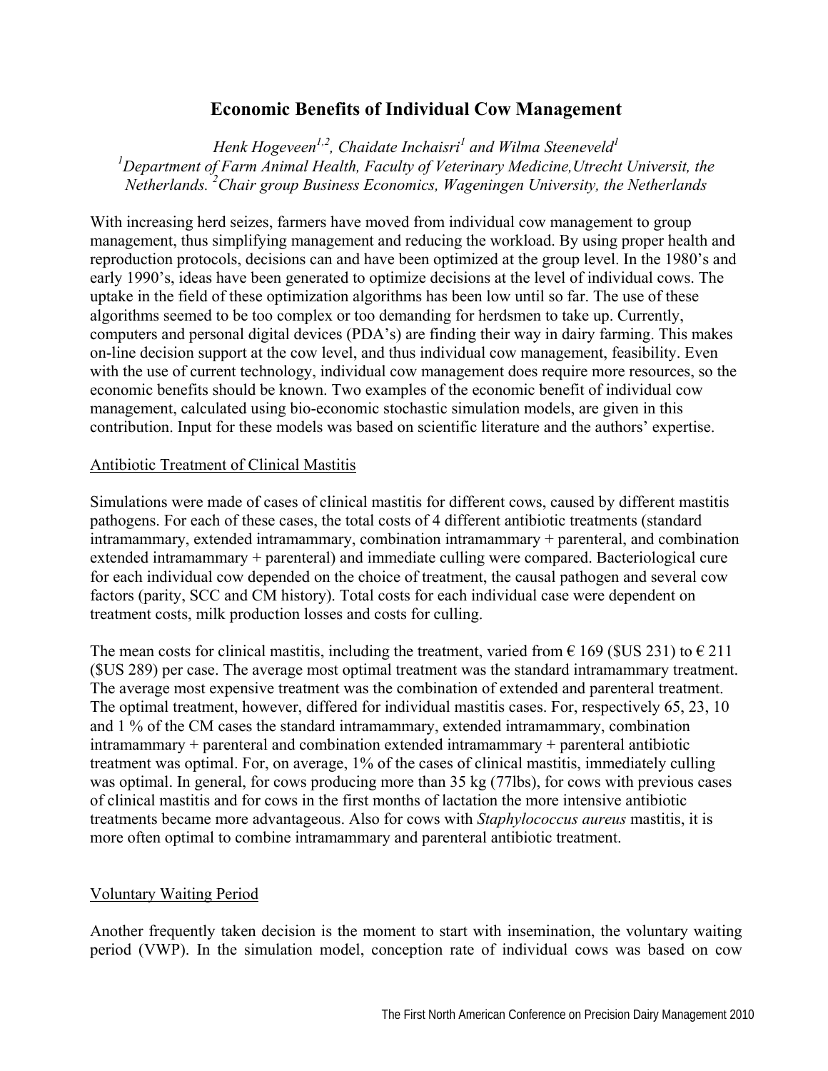# Economic Benefits of Individual Cow Management

*Henk Hogeveen[1,2], Chaidate Inchaisri[1] and Wilma Steeneveld[1]*
*[1]Department of Farm Animal Health, Faculty of Veterinary Medicine,Utrecht Universit, the Netherlands. [2]Chair group Business Economics, Wageningen University, the Netherlands*

With increasing herd seizes, farmers have moved from individual cow management to group management, thus simplifying management and reducing the workload. By using proper health and reproduction protocols, decisions can and have been optimized at the group level. In the 1980's and early 1990's, ideas have been generated to optimize decisions at the level of individual cows. The uptake in the field of these optimization algorithms has been low until so far. The use of these algorithms seemed to be too complex or too demanding for herdsmen to take up. Currently, computers and personal digital devices (PDA's) are finding their way in dairy farming. This makes on-line decision support at the cow level, and thus individual cow management, feasibility. Even with the use of current technology, individual cow management does require more resources, so the economic benefits should be known. Two examples of the economic benefit of individual cow management, calculated using bio-economic stochastic simulation models, are given in this contribution. Input for these models was based on scientific literature and the authors' expertise.

## Antibiotic Treatment of Clinical Mastitis

Simulations were made of cases of clinical mastitis for different cows, caused by different mastitis pathogens. For each of these cases, the total costs of 4 different antibiotic treatments (standard intramammary, extended intramammary, combination intramammary + parenteral, and combination extended intramammary + parenteral) and immediate culling were compared. Bacteriological cure for each individual cow depended on the choice of treatment, the causal pathogen and several cow factors (parity, SCC and CM history). Total costs for each individual case were dependent on treatment costs, milk production losses and costs for culling.

The mean costs for clinical mastitis, including the treatment, varied from € 169 ($US 231) to € 211 ($US 289) per case. The average most optimal treatment was the standard intramammary treatment. The average most expensive treatment was the combination of extended and parenteral treatment. The optimal treatment, however, differed for individual mastitis cases. For, respectively 65, 23, 10 and 1 % of the CM cases the standard intramammary, extended intramammary, combination intramammary + parenteral and combination extended intramammary + parenteral antibiotic treatment was optimal. For, on average, 1% of the cases of clinical mastitis, immediately culling was optimal. In general, for cows producing more than 35 kg (77lbs), for cows with previous cases of clinical mastitis and for cows in the first months of lactation the more intensive antibiotic treatments became more advantageous. Also for cows with *Staphylococcus aureus* mastitis, it is more often optimal to combine intramammary and parenteral antibiotic treatment.

## Voluntary Waiting Period

Another frequently taken decision is the moment to start with insemination, the voluntary waiting period (VWP). In the simulation model, conception rate of individual cows was based on cow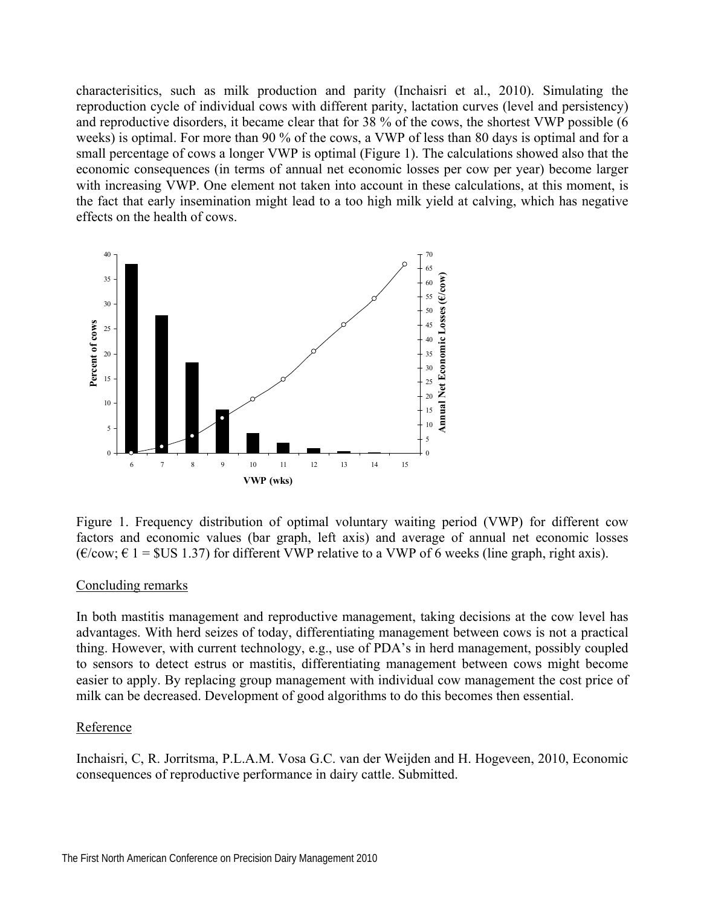characterisitics, such as milk production and parity (Inchaisri et al., 2010). Simulating the reproduction cycle of individual cows with different parity, lactation curves (level and persistency) and reproductive disorders, it became clear that for 38 % of the cows, the shortest VWP possible (6 weeks) is optimal. For more than 90 % of the cows, a VWP of less than 80 days is optimal and for a small percentage of cows a longer VWP is optimal (Figure 1). The calculations showed also that the economic consequences (in terms of annual net economic losses per cow per year) become larger with increasing VWP. One element not taken into account in these calculations, at this moment, is the fact that early insemination might lead to a too high milk yield at calving, which has negative effects on the health of cows.

Percent of cows
0
5
10
15
20
25
30
35
40

Annual Net Economic Losses (€/cow)
0
5
10
15
20
25
30
35
40
45
50
55
60
65
70

6 7 8 9 10 11 12 13 14 15
VWP (wks)

Figure 1. Frequency distribution of optimal voluntary waiting period (VWP) for different cow factors and economic values (bar graph, left axis) and average of annual net economic losses (€/cow; € 1 = $US 1.37) for different VWP relative to a VWP of 6 weeks (line graph, right axis).

## Concluding remarks

In both mastitis management and reproductive management, taking decisions at the cow level has advantages. With herd seizes of today, differentiating management between cows is not a practical thing. However, with current technology, e.g., use of PDA's in herd management, possibly coupled to sensors to detect estrus or mastitis, differentiating management between cows might become easier to apply. By replacing group management with individual cow management the cost price of milk can be decreased. Development of good algorithms to do this becomes then essential.

## Reference

Inchaisri, C, R. Jorritsma, P.L.A.M. Vosa G.C. van der Weijden and H. Hogeveen, 2010, Economic consequences of reproductive performance in dairy cattle. Submitted.